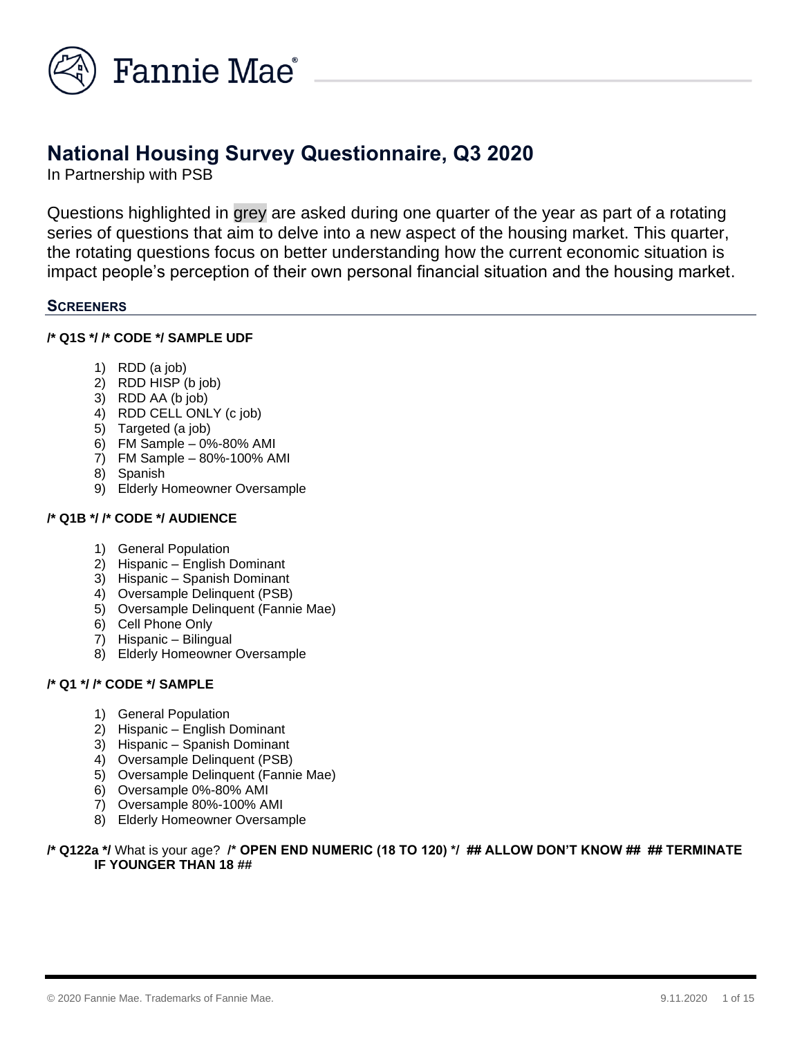Fannie Mae

# National Housing Survey Questionnaire, Q3 2020

In Partnership with PSB

Questions highlighted in grey are asked during one quarter of the year as part of a rotating series of questions that aim to delve into a new aspect of the housing market. This quarter, the rotating questions focus on better understanding how the current economic situation is impact people's perception of their own personal financial situation and the housing market.

## SCREENERS

**/* Q1S */ /* CODE */ SAMPLE UDF**

1) RDD (a job)
2) RDD HISP (b job)
3) RDD AA (b job)
4) RDD CELL ONLY (c job)
5) Targeted (a job)
6) FM Sample – 0%-80% AMI
7) FM Sample – 80%-100% AMI
8) Spanish
9) Elderly Homeowner Oversample

**/* Q1B */ /* CODE */ AUDIENCE**

1) General Population
2) Hispanic – English Dominant
3) Hispanic – Spanish Dominant
4) Oversample Delinquent (PSB)
5) Oversample Delinquent (Fannie Mae)
6) Cell Phone Only
7) Hispanic – Bilingual
8) Elderly Homeowner Oversample

**/* Q1 */ /* CODE */ SAMPLE**

1) General Population
2) Hispanic – English Dominant
3) Hispanic – Spanish Dominant
4) Oversample Delinquent (PSB)
5) Oversample Delinquent (Fannie Mae)
6) Oversample 0%-80% AMI
7) Oversample 80%-100% AMI
8) Elderly Homeowner Oversample

**/* Q122a */** What is your age? **/* OPEN END NUMERIC (18 TO 120) */ ## ALLOW DON'T KNOW ## ## TERMINATE IF YOUNGER THAN 18 ##**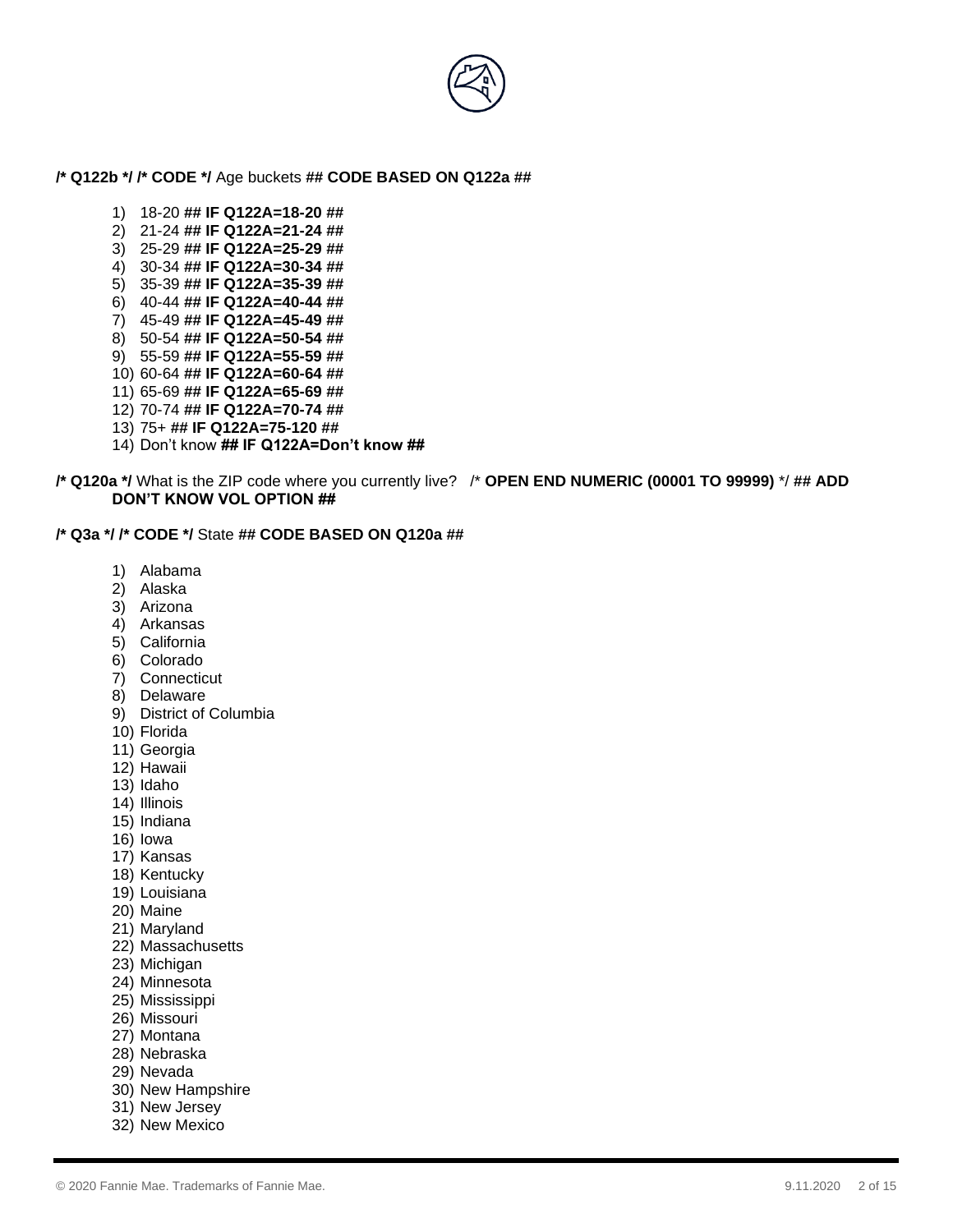**/* Q122b */ /* CODE */** Age buckets **## CODE BASED ON Q122a ##**

1) 18-20 **## IF Q122A=18-20 ##**
2) 21-24 **## IF Q122A=21-24 ##**
3) 25-29 **## IF Q122A=25-29 ##**
4) 30-34 **## IF Q122A=30-34 ##**
5) 35-39 **## IF Q122A=35-39 ##**
6) 40-44 **## IF Q122A=40-44 ##**
7) 45-49 **## IF Q122A=45-49 ##**
8) 50-54 **## IF Q122A=50-54 ##**
9) 55-59 **## IF Q122A=55-59 ##**
10) 60-64 **## IF Q122A=60-64 ##**
11) 65-69 **## IF Q122A=65-69 ##**
12) 70-74 **## IF Q122A=70-74 ##**
13) 75+ **## IF Q122A=75-120 ##**
14) Don't know **## IF Q122A=Don't know ##**

**/* Q120a */** What is the ZIP code where you currently live? /* **OPEN END NUMERIC (00001 TO 99999)** */ **## ADD DON'T KNOW VOL OPTION ##**

**/* Q3a */ /* CODE */** State **## CODE BASED ON Q120a ##**

1) Alabama
2) Alaska
3) Arizona
4) Arkansas
5) California
6) Colorado
7) Connecticut
8) Delaware
9) District of Columbia
10) Florida
11) Georgia
12) Hawaii
13) Idaho
14) Illinois
15) Indiana
16) Iowa
17) Kansas
18) Kentucky
19) Louisiana
20) Maine
21) Maryland
22) Massachusetts
23) Michigan
24) Minnesota
25) Mississippi
26) Missouri
27) Montana
28) Nebraska
29) Nevada
30) New Hampshire
31) New Jersey
32) New Mexico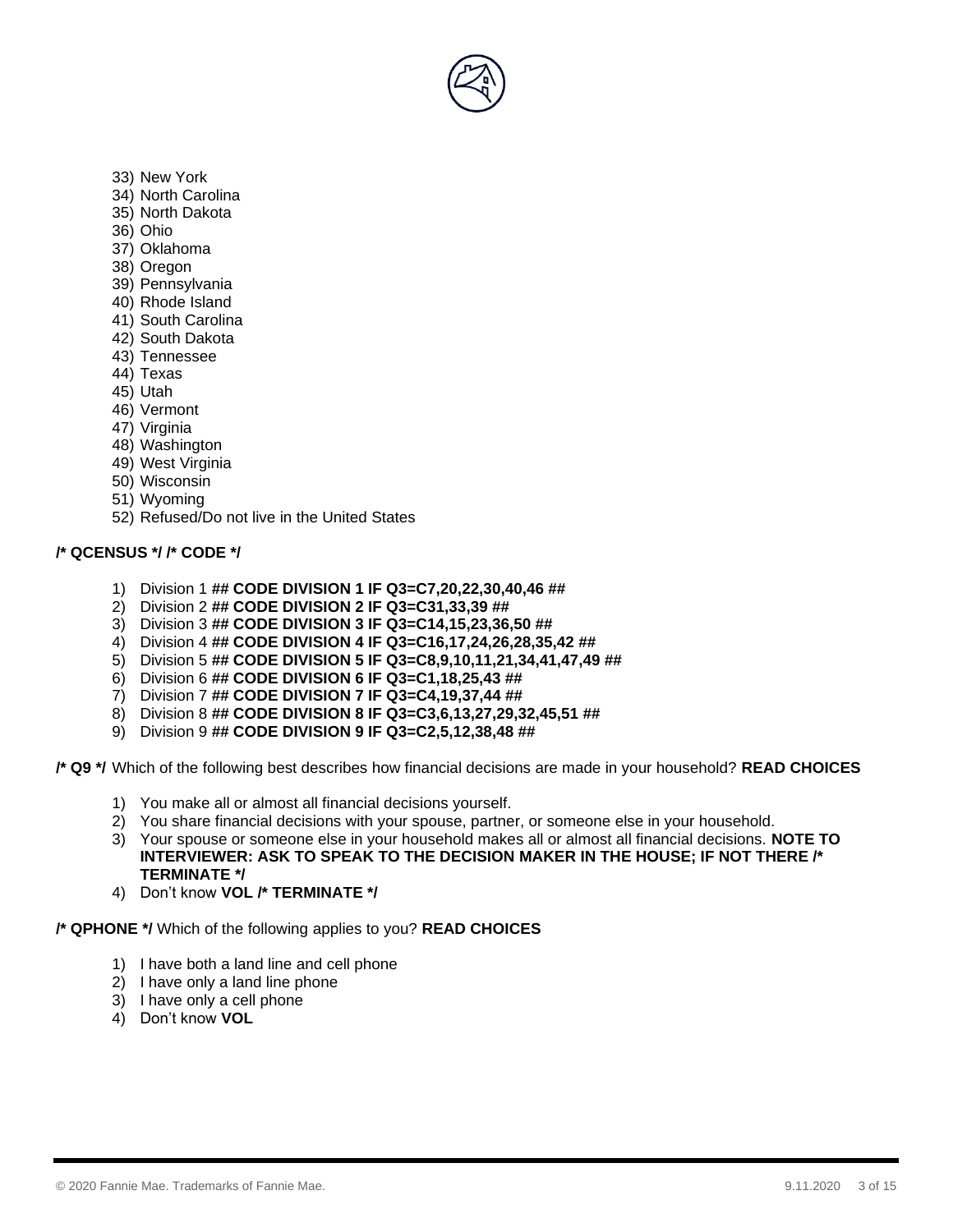33) New York
34) North Carolina
35) North Dakota
36) Ohio
37) Oklahoma
38) Oregon
39) Pennsylvania
40) Rhode Island
41) South Carolina
42) South Dakota
43) Tennessee
44) Texas
45) Utah
46) Vermont
47) Virginia
48) Washington
49) West Virginia
50) Wisconsin
51) Wyoming
52) Refused/Do not live in the United States

**/* QCENSUS */ /* CODE */**

1) Division 1 **## CODE DIVISION 1 IF Q3=C7,20,22,30,40,46 ##**
2) Division 2 **## CODE DIVISION 2 IF Q3=C31,33,39 ##**
3) Division 3 **## CODE DIVISION 3 IF Q3=C14,15,23,36,50 ##**
4) Division 4 **## CODE DIVISION 4 IF Q3=C16,17,24,26,28,35,42 ##**
5) Division 5 **## CODE DIVISION 5 IF Q3=C8,9,10,11,21,34,41,47,49 ##**
6) Division 6 **## CODE DIVISION 6 IF Q3=C1,18,25,43 ##**
7) Division 7 **## CODE DIVISION 7 IF Q3=C4,19,37,44 ##**
8) Division 8 **## CODE DIVISION 8 IF Q3=C3,6,13,27,29,32,45,51 ##**
9) Division 9 **## CODE DIVISION 9 IF Q3=C2,5,12,38,48 ##**

**/* Q9 */** Which of the following best describes how financial decisions are made in your household? **READ CHOICES**

1) You make all or almost all financial decisions yourself.
2) You share financial decisions with your spouse, partner, or someone else in your household.
3) Your spouse or someone else in your household makes all or almost all financial decisions. **NOTE TO INTERVIEWER: ASK TO SPEAK TO THE DECISION MAKER IN THE HOUSE; IF NOT THERE /* TERMINATE */**
4) Don't know **VOL /* TERMINATE */**

**/* QPHONE */** Which of the following applies to you? **READ CHOICES**

1) I have both a land line and cell phone
2) I have only a land line phone
3) I have only a cell phone
4) Don't know **VOL**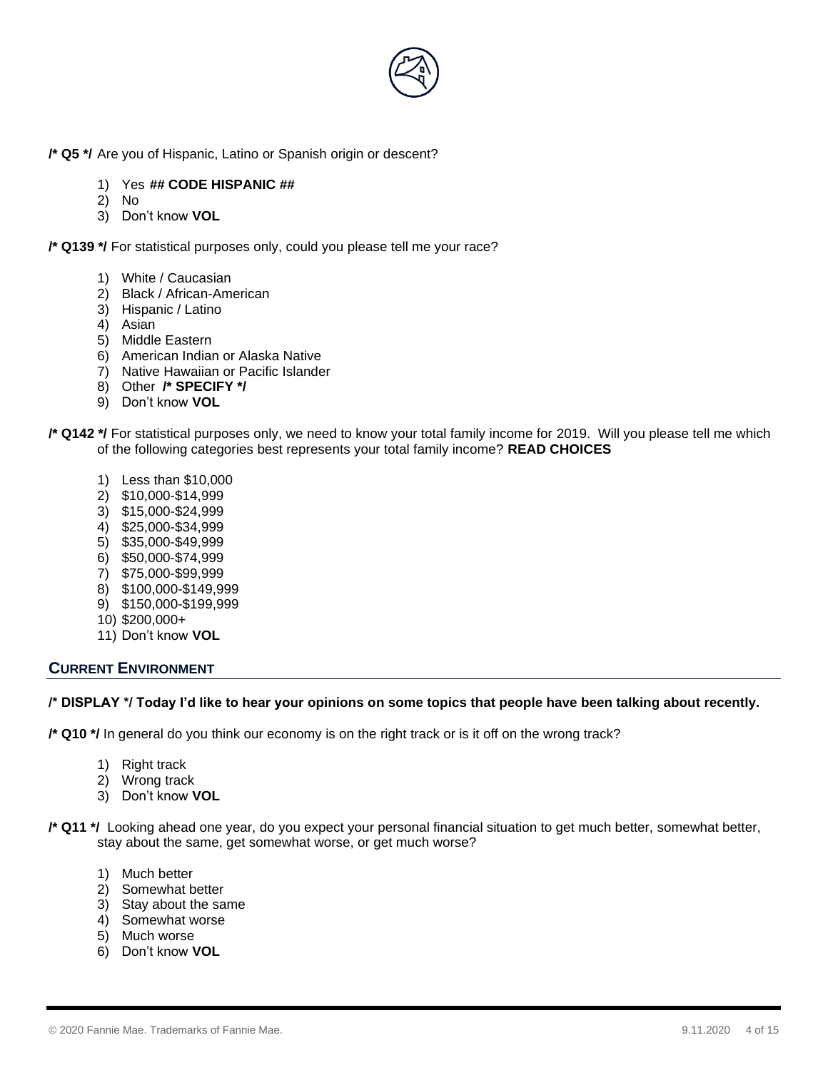**/* Q5 */** Are you of Hispanic, Latino or Spanish origin or descent?

1) Yes **## CODE HISPANIC ##**
2) No
3) Don't know **VOL**

**/* Q139 */** For statistical purposes only, could you please tell me your race?

1) White / Caucasian
2) Black / African-American
3) Hispanic / Latino
4) Asian
5) Middle Eastern
6) American Indian or Alaska Native
7) Native Hawaiian or Pacific Islander
8) Other **/* SPECIFY */**
9) Don't know **VOL**

**/* Q142 */** For statistical purposes only, we need to know your total family income for 2019. Will you please tell me which of the following categories best represents your total family income? **READ CHOICES**

1) Less than $10,000
2) $10,000-$14,999
3) $15,000-$24,999
4) $25,000-$34,999
5) $35,000-$49,999
6) $50,000-$74,999
7) $75,000-$99,999
8) $100,000-$149,999
9) $150,000-$199,999
10) $200,000+
11) Don't know **VOL**

## CURRENT ENVIRONMENT

**/* DISPLAY */ Today I'd like to hear your opinions on some topics that people have been talking about recently.**

**/* Q10 */** In general do you think our economy is on the right track or is it off on the wrong track?

1) Right track
2) Wrong track
3) Don't know **VOL**

**/* Q11 */** Looking ahead one year, do you expect your personal financial situation to get much better, somewhat better, stay about the same, get somewhat worse, or get much worse?

1) Much better
2) Somewhat better
3) Stay about the same
4) Somewhat worse
5) Much worse
6) Don't know **VOL**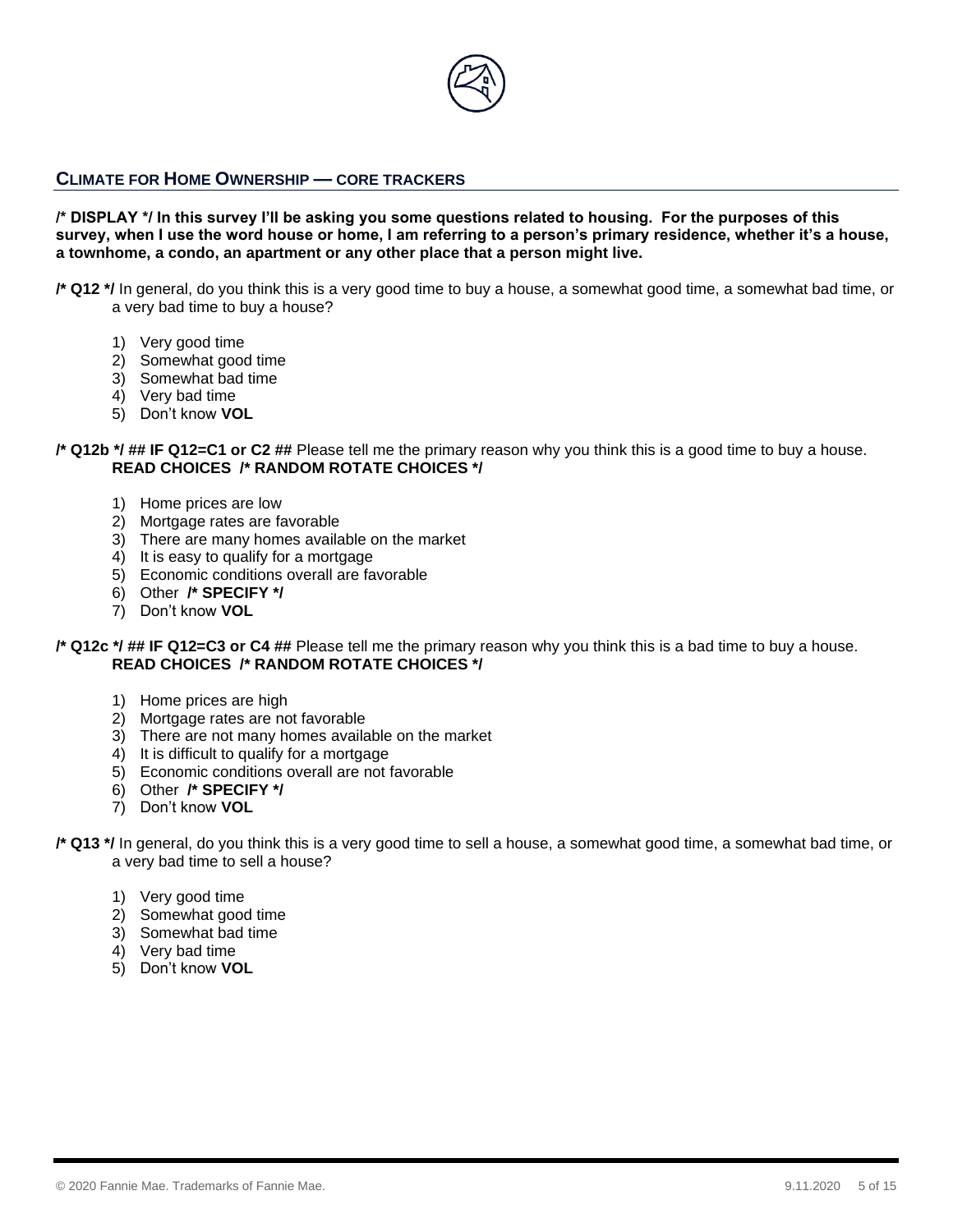## CLIMATE FOR HOME OWNERSHIP — CORE TRACKERS

**/* DISPLAY */ In this survey I'll be asking you some questions related to housing. For the purposes of this survey, when I use the word house or home, I am referring to a person's primary residence, whether it's a house, a townhome, a condo, an apartment or any other place that a person might live.**

**/* Q12 */** In general, do you think this is a very good time to buy a house, a somewhat good time, a somewhat bad time, or a very bad time to buy a house?

1) Very good time
2) Somewhat good time
3) Somewhat bad time
4) Very bad time
5) Don't know **VOL**

**/* Q12b */ ## IF Q12=C1 or C2 ##** Please tell me the primary reason why you think this is a good time to buy a house. **READ CHOICES /* RANDOM ROTATE CHOICES */**

1) Home prices are low
2) Mortgage rates are favorable
3) There are many homes available on the market
4) It is easy to qualify for a mortgage
5) Economic conditions overall are favorable
6) Other **/* SPECIFY */**
7) Don't know **VOL**

**/* Q12c */ ## IF Q12=C3 or C4 ##** Please tell me the primary reason why you think this is a bad time to buy a house. **READ CHOICES /* RANDOM ROTATE CHOICES */**

1) Home prices are high
2) Mortgage rates are not favorable
3) There are not many homes available on the market
4) It is difficult to qualify for a mortgage
5) Economic conditions overall are not favorable
6) Other **/* SPECIFY */**
7) Don't know **VOL**

**/* Q13 */** In general, do you think this is a very good time to sell a house, a somewhat good time, a somewhat bad time, or a very bad time to sell a house?

1) Very good time
2) Somewhat good time
3) Somewhat bad time
4) Very bad time
5) Don't know **VOL**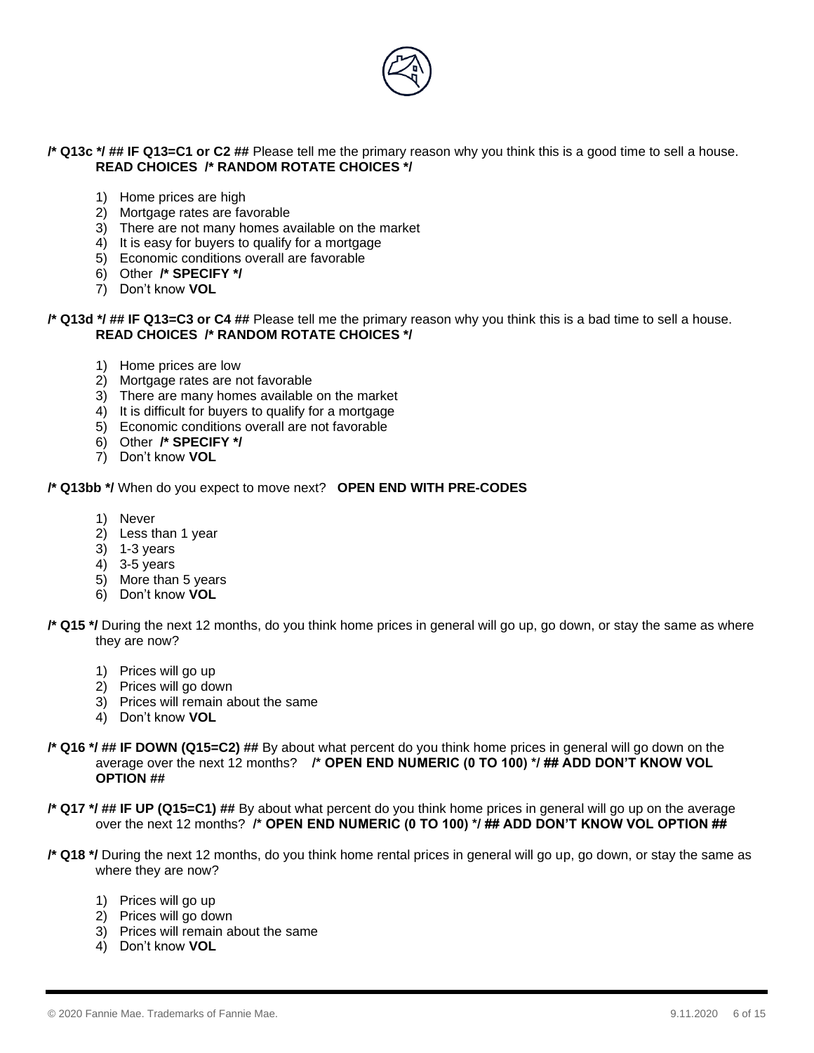**/* Q13c */ ## IF Q13=C1 or C2 ##** Please tell me the primary reason why you think this is a good time to sell a house.
**READ CHOICES /* RANDOM ROTATE CHOICES */**

1) Home prices are high
2) Mortgage rates are favorable
3) There are not many homes available on the market
4) It is easy for buyers to qualify for a mortgage
5) Economic conditions overall are favorable
6) Other **/* SPECIFY */**
7) Don't know **VOL**

**/* Q13d */ ## IF Q13=C3 or C4 ##** Please tell me the primary reason why you think this is a bad time to sell a house.
**READ CHOICES /* RANDOM ROTATE CHOICES */**

1) Home prices are low
2) Mortgage rates are not favorable
3) There are many homes available on the market
4) It is difficult for buyers to qualify for a mortgage
5) Economic conditions overall are not favorable
6) Other **/* SPECIFY */**
7) Don't know **VOL**

**/* Q13bb */** When do you expect to move next? **OPEN END WITH PRE-CODES**

1) Never
2) Less than 1 year
3) 1-3 years
4) 3-5 years
5) More than 5 years
6) Don't know **VOL**

**/* Q15 */** During the next 12 months, do you think home prices in general will go up, go down, or stay the same as where they are now?

1) Prices will go up
2) Prices will go down
3) Prices will remain about the same
4) Don't know **VOL**

**/* Q16 */ ## IF DOWN (Q15=C2) ##** By about what percent do you think home prices in general will go down on the average over the next 12 months? **/* OPEN END NUMERIC (0 TO 100) */ ## ADD DON'T KNOW VOL OPTION ##**

**/* Q17 */ ## IF UP (Q15=C1) ##** By about what percent do you think home prices in general will go up on the average over the next 12 months? **/* OPEN END NUMERIC (0 TO 100) */ ## ADD DON'T KNOW VOL OPTION ##**

**/* Q18 */** During the next 12 months, do you think home rental prices in general will go up, go down, or stay the same as where they are now?

1) Prices will go up
2) Prices will go down
3) Prices will remain about the same
4) Don't know **VOL**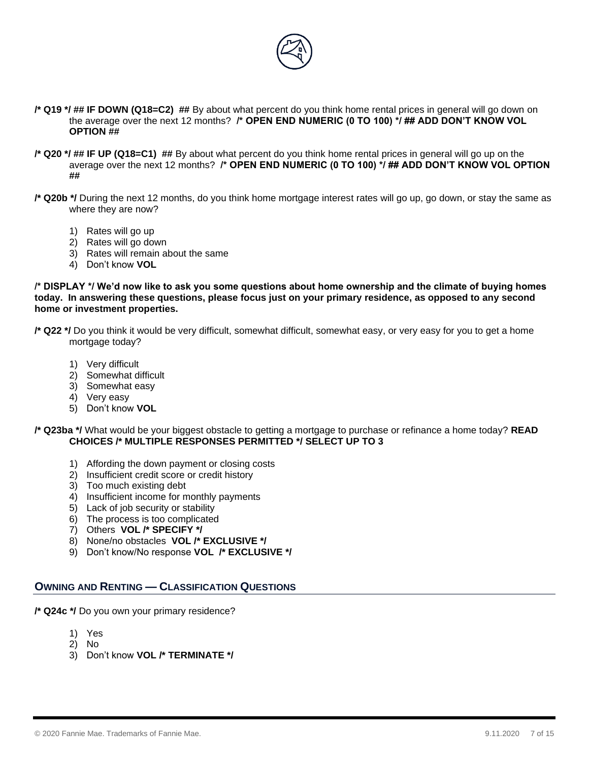**/* Q19 */ ## IF DOWN (Q18=C2) ##** By about what percent do you think home rental prices in general will go down on the average over the next 12 months? **/* OPEN END NUMERIC (0 TO 100) */ ## ADD DON'T KNOW VOL OPTION ##**

**/* Q20 */ ## IF UP (Q18=C1) ##** By about what percent do you think home rental prices in general will go up on the average over the next 12 months? **/* OPEN END NUMERIC (0 TO 100) */ ## ADD DON'T KNOW VOL OPTION ##**

**/* Q20b */** During the next 12 months, do you think home mortgage interest rates will go up, go down, or stay the same as where they are now?

1) Rates will go up
2) Rates will go down
3) Rates will remain about the same
4) Don't know **VOL**

**/* DISPLAY */ We'd now like to ask you some questions about home ownership and the climate of buying homes today. In answering these questions, please focus just on your primary residence, as opposed to any second home or investment properties.**

**/* Q22 */** Do you think it would be very difficult, somewhat difficult, somewhat easy, or very easy for you to get a home mortgage today?

1) Very difficult
2) Somewhat difficult
3) Somewhat easy
4) Very easy
5) Don't know **VOL**

**/* Q23ba */** What would be your biggest obstacle to getting a mortgage to purchase or refinance a home today? **READ CHOICES /* MULTIPLE RESPONSES PERMITTED */ SELECT UP TO 3**

1) Affording the down payment or closing costs
2) Insufficient credit score or credit history
3) Too much existing debt
4) Insufficient income for monthly payments
5) Lack of job security or stability
6) The process is too complicated
7) Others **VOL /* SPECIFY */**
8) None/no obstacles **VOL /* EXCLUSIVE */**
9) Don't know/No response **VOL /* EXCLUSIVE */**

## OWNING AND RENTING — CLASSIFICATION QUESTIONS

**/* Q24c */** Do you own your primary residence?

1) Yes
2) No
3) Don't know **VOL /* TERMINATE */**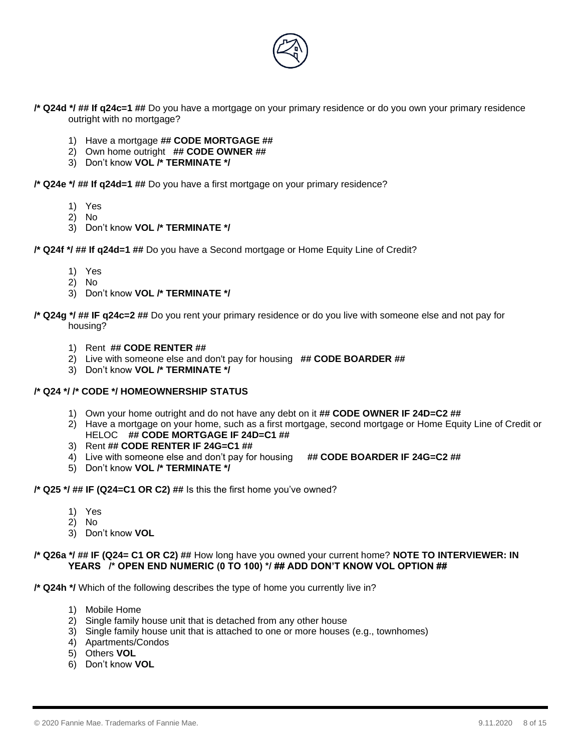**/* Q24d */ ## If q24c=1 ##** Do you have a mortgage on your primary residence or do you own your primary residence outright with no mortgage?

1) Have a mortgage **## CODE MORTGAGE ##**
2) Own home outright **## CODE OWNER ##**
3) Don't know **VOL /* TERMINATE */**

**/* Q24e */ ## If q24d=1 ##** Do you have a first mortgage on your primary residence?

1) Yes
2) No
3) Don't know **VOL /* TERMINATE */**

**/* Q24f */ ## If q24d=1 ##** Do you have a Second mortgage or Home Equity Line of Credit?

1) Yes
2) No
3) Don't know **VOL /* TERMINATE */**

**/* Q24g */ ## IF q24c=2 ##** Do you rent your primary residence or do you live with someone else and not pay for housing?

1) Rent **## CODE RENTER ##**
2) Live with someone else and don't pay for housing **## CODE BOARDER ##**
3) Don't know **VOL /* TERMINATE */**

**/* Q24 */ /* CODE */ HOMEOWNERSHIP STATUS**

1) Own your home outright and do not have any debt on it **## CODE OWNER IF 24D=C2 ##**
2) Have a mortgage on your home, such as a first mortgage, second mortgage or Home Equity Line of Credit or HELOC **## CODE MORTGAGE IF 24D=C1 ##**
3) Rent **## CODE RENTER IF 24G=C1 ##**
4) Live with someone else and don't pay for housing **## CODE BOARDER IF 24G=C2 ##**
5) Don't know **VOL /* TERMINATE */**

**/* Q25 */ ## IF (Q24=C1 OR C2) ##** Is this the first home you've owned?

1) Yes
2) No
3) Don't know **VOL**

**/* Q26a */ ## IF (Q24= C1 OR C2) ##** How long have you owned your current home? **NOTE TO INTERVIEWER: IN YEARS /* OPEN END NUMERIC (0 TO 100) */ ## ADD DON'T KNOW VOL OPTION ##**

**/* Q24h */** Which of the following describes the type of home you currently live in?

1) Mobile Home
2) Single family house unit that is detached from any other house
3) Single family house unit that is attached to one or more houses (e.g., townhomes)
4) Apartments/Condos
5) Others **VOL**
6) Don't know **VOL**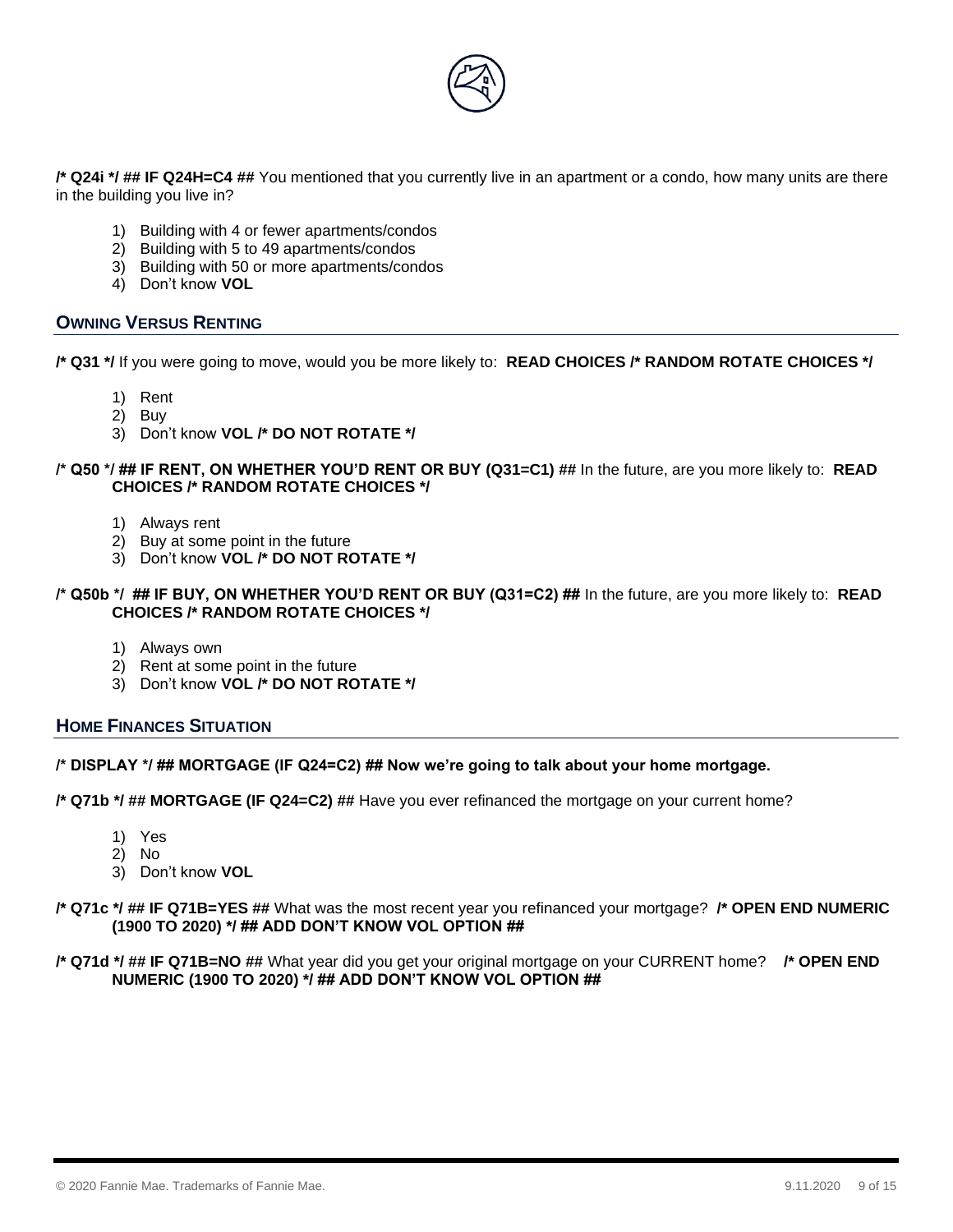**/* Q24i */ ## IF Q24H=C4 ##** You mentioned that you currently live in an apartment or a condo, how many units are there in the building you live in?

1) Building with 4 or fewer apartments/condos
2) Building with 5 to 49 apartments/condos
3) Building with 50 or more apartments/condos
4) Don't know **VOL**

## OWNING VERSUS RENTING

**/* Q31 */** If you were going to move, would you be more likely to: **READ CHOICES /* RANDOM ROTATE CHOICES */**

1) Rent
2) Buy
3) Don't know **VOL /* DO NOT ROTATE */**

**/* Q50 */ ## IF RENT, ON WHETHER YOU'D RENT OR BUY (Q31=C1) ##** In the future, are you more likely to: **READ CHOICES /* RANDOM ROTATE CHOICES */**

1) Always rent
2) Buy at some point in the future
3) Don't know **VOL /* DO NOT ROTATE */**

**/* Q50b */ ## IF BUY, ON WHETHER YOU'D RENT OR BUY (Q31=C2) ##** In the future, are you more likely to: **READ CHOICES /* RANDOM ROTATE CHOICES */**

1) Always own
2) Rent at some point in the future
3) Don't know **VOL /* DO NOT ROTATE */**

## HOME FINANCES SITUATION

**/* DISPLAY */ ## MORTGAGE (IF Q24=C2) ## Now we're going to talk about your home mortgage.**

**/* Q71b */ ## MORTGAGE (IF Q24=C2) ##** Have you ever refinanced the mortgage on your current home?

1) Yes
2) No
3) Don't know **VOL**

**/* Q71c */ ## IF Q71B=YES ##** What was the most recent year you refinanced your mortgage? **/* OPEN END NUMERIC (1900 TO 2020) */ ## ADD DON'T KNOW VOL OPTION ##**

**/* Q71d */ ## IF Q71B=NO ##** What year did you get your original mortgage on your CURRENT home? **/* OPEN END NUMERIC (1900 TO 2020) */ ## ADD DON'T KNOW VOL OPTION ##**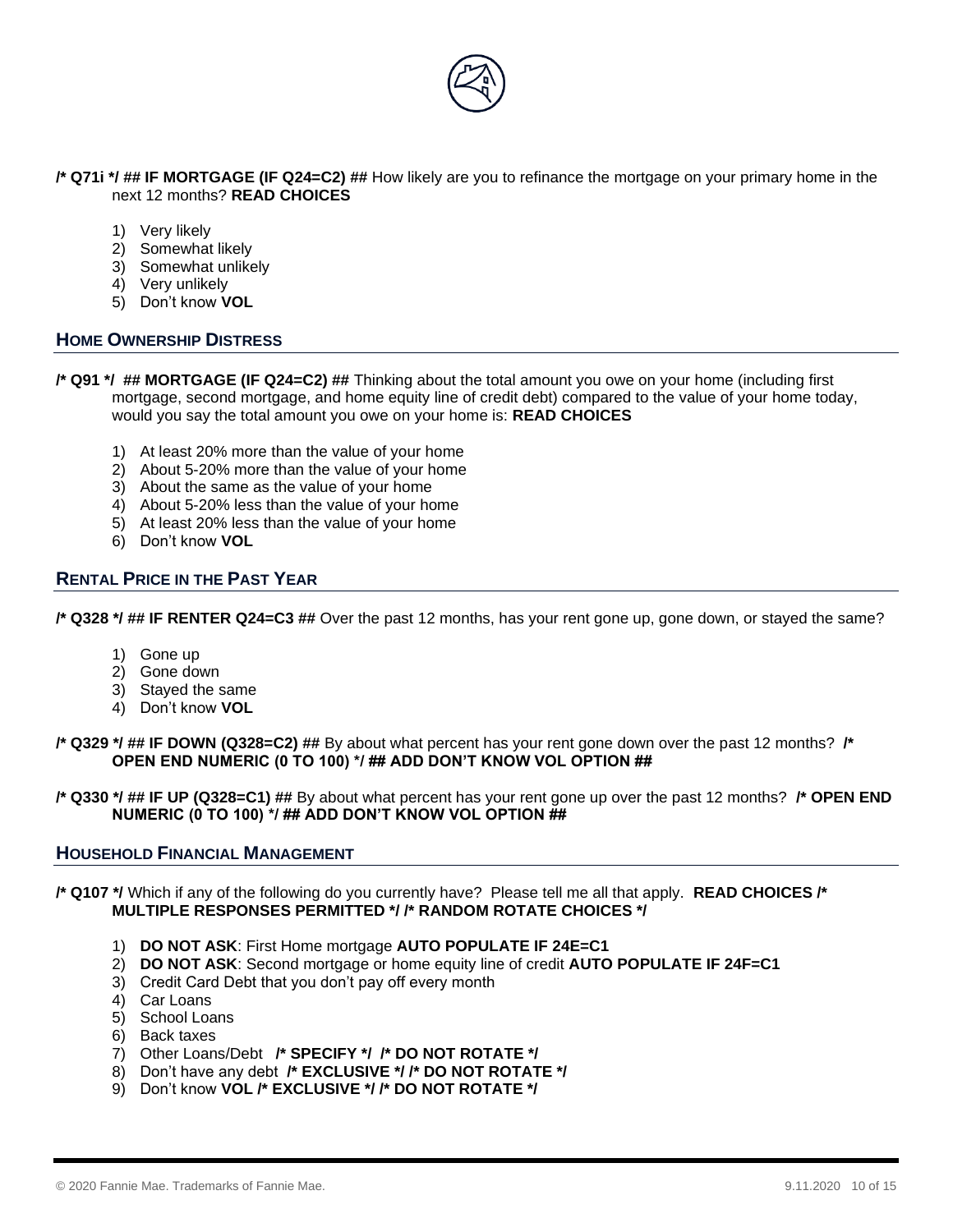**/* Q71i */ ## IF MORTGAGE (IF Q24=C2) ##** How likely are you to refinance the mortgage on your primary home in the next 12 months? **READ CHOICES**

1) Very likely
2) Somewhat likely
3) Somewhat unlikely
4) Very unlikely
5) Don't know **VOL**

## HOME OWNERSHIP DISTRESS

**/* Q91 */ ## MORTGAGE (IF Q24=C2) ##** Thinking about the total amount you owe on your home (including first mortgage, second mortgage, and home equity line of credit debt) compared to the value of your home today, would you say the total amount you owe on your home is: **READ CHOICES**

1) At least 20% more than the value of your home
2) About 5-20% more than the value of your home
3) About the same as the value of your home
4) About 5-20% less than the value of your home
5) At least 20% less than the value of your home
6) Don't know **VOL**

## RENTAL PRICE IN THE PAST YEAR

**/* Q328 */ ## IF RENTER Q24=C3 ##** Over the past 12 months, has your rent gone up, gone down, or stayed the same?

1) Gone up
2) Gone down
3) Stayed the same
4) Don't know **VOL**

**/* Q329 */ ## IF DOWN (Q328=C2) ##** By about what percent has your rent gone down over the past 12 months? **/* OPEN END NUMERIC (0 TO 100) */ ## ADD DON'T KNOW VOL OPTION ##**

**/* Q330 */ ## IF UP (Q328=C1) ##** By about what percent has your rent gone up over the past 12 months? **/* OPEN END NUMERIC (0 TO 100) */ ## ADD DON'T KNOW VOL OPTION ##**

## HOUSEHOLD FINANCIAL MANAGEMENT

**/* Q107 */** Which if any of the following do you currently have? Please tell me all that apply. **READ CHOICES /* MULTIPLE RESPONSES PERMITTED */ /* RANDOM ROTATE CHOICES */**

1) **DO NOT ASK**: First Home mortgage **AUTO POPULATE IF 24E=C1**
2) **DO NOT ASK**: Second mortgage or home equity line of credit **AUTO POPULATE IF 24F=C1**
3) Credit Card Debt that you don't pay off every month
4) Car Loans
5) School Loans
6) Back taxes
7) Other Loans/Debt **/* SPECIFY */ /* DO NOT ROTATE */**
8) Don't have any debt **/* EXCLUSIVE */ /* DO NOT ROTATE */**
9) Don't know **VOL /* EXCLUSIVE */ /* DO NOT ROTATE */**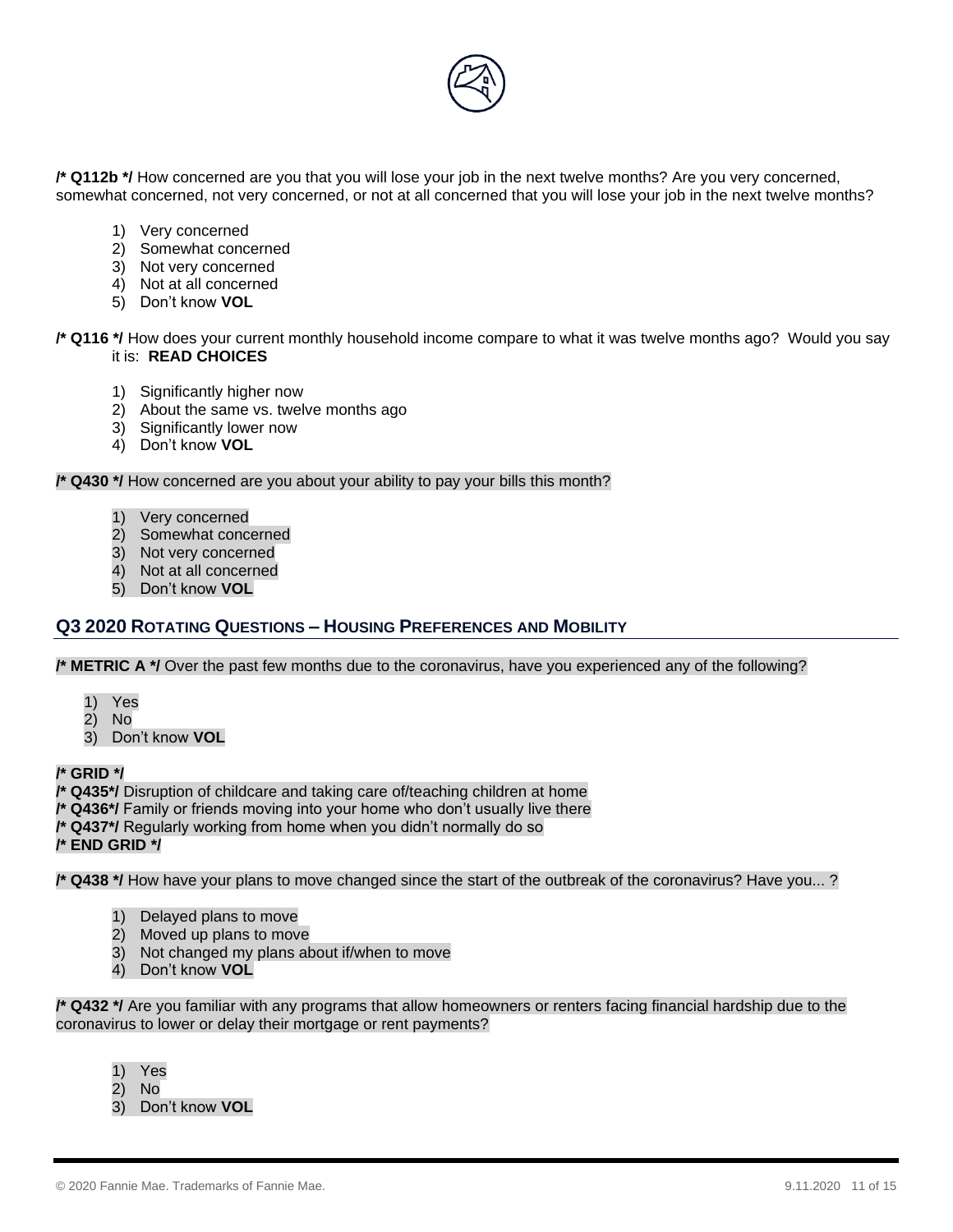**/* Q112b */** How concerned are you that you will lose your job in the next twelve months? Are you very concerned, somewhat concerned, not very concerned, or not at all concerned that you will lose your job in the next twelve months?

1) Very concerned
2) Somewhat concerned
3) Not very concerned
4) Not at all concerned
5) Don't know **VOL**

**/* Q116 */** How does your current monthly household income compare to what it was twelve months ago? Would you say it is: **READ CHOICES**

1) Significantly higher now
2) About the same vs. twelve months ago
3) Significantly lower now
4) Don't know **VOL**

**/* Q430 */** How concerned are you about your ability to pay your bills this month?

1) Very concerned
2) Somewhat concerned
3) Not very concerned
4) Not at all concerned
5) Don't know **VOL**

## Q3 2020 Rotating Questions – Housing Preferences and Mobility

**/* METRIC A */** Over the past few months due to the coronavirus, have you experienced any of the following?

1) Yes
2) No
3) Don't know **VOL**

**/* GRID */**
**/* Q435*/** Disruption of childcare and taking care of/teaching children at home
**/* Q436*/** Family or friends moving into your home who don't usually live there
**/* Q437*/** Regularly working from home when you didn't normally do so
**/* END GRID */**

**/* Q438 */** How have your plans to move changed since the start of the outbreak of the coronavirus? Have you... ?

1) Delayed plans to move
2) Moved up plans to move
3) Not changed my plans about if/when to move
4) Don't know **VOL**

**/* Q432 */** Are you familiar with any programs that allow homeowners or renters facing financial hardship due to the coronavirus to lower or delay their mortgage or rent payments?

1) Yes
2) No
3) Don't know **VOL**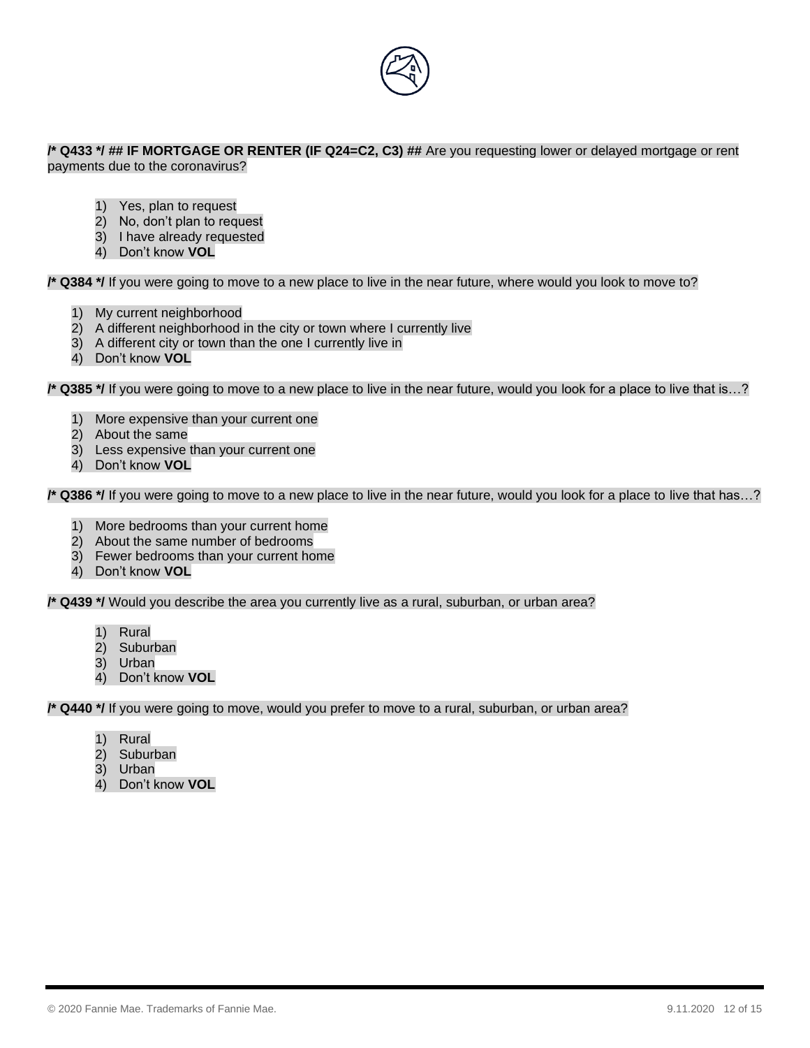**/* Q433 */** ## **IF MORTGAGE OR RENTER (IF Q24=C2, C3)** ## Are you requesting lower or delayed mortgage or rent payments due to the coronavirus?

1) Yes, plan to request
2) No, don't plan to request
3) I have already requested
4) Don't know **VOL**

**/* Q384 */** If you were going to move to a new place to live in the near future, where would you look to move to?

1) My current neighborhood
2) A different neighborhood in the city or town where I currently live
3) A different city or town than the one I currently live in
4) Don't know **VOL**

**/* Q385 */** If you were going to move to a new place to live in the near future, would you look for a place to live that is…?

1) More expensive than your current one
2) About the same
3) Less expensive than your current one
4) Don't know **VOL**

**/* Q386 */** If you were going to move to a new place to live in the near future, would you look for a place to live that has…?

1) More bedrooms than your current home
2) About the same number of bedrooms
3) Fewer bedrooms than your current home
4) Don't know **VOL**

**/* Q439 */** Would you describe the area you currently live as a rural, suburban, or urban area?

1) Rural
2) Suburban
3) Urban
4) Don't know **VOL**

**/* Q440 */** If you were going to move, would you prefer to move to a rural, suburban, or urban area?

1) Rural
2) Suburban
3) Urban
4) Don't know **VOL**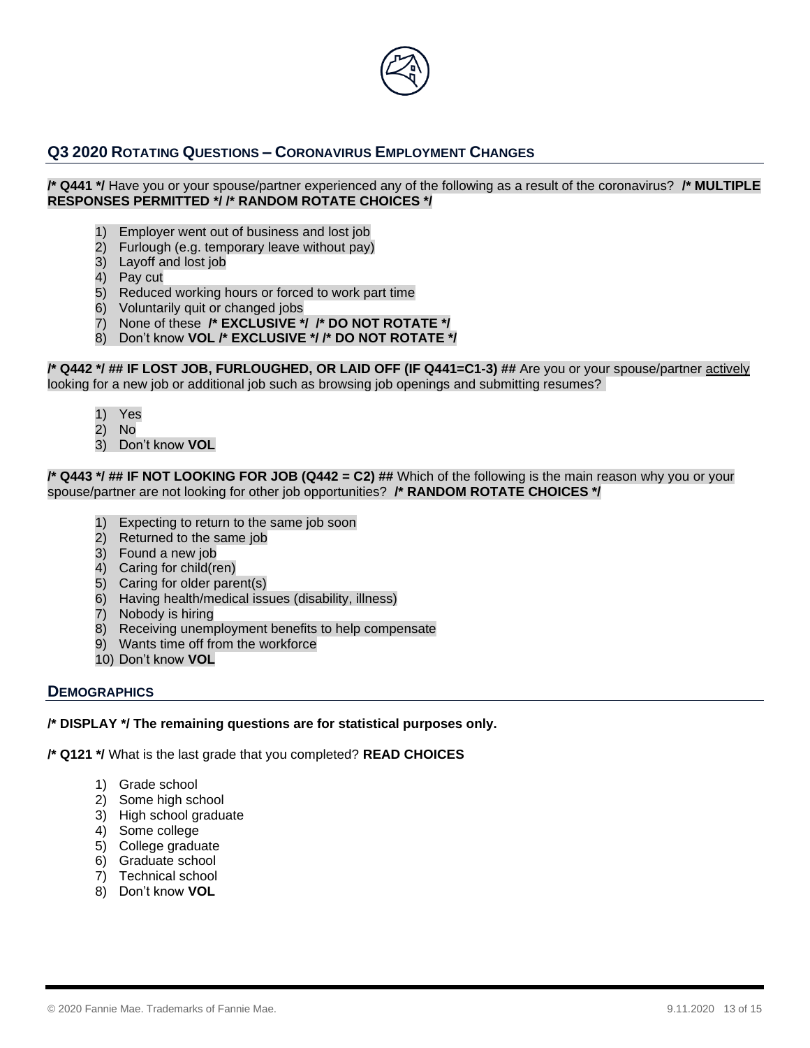## Q3 2020 Rotating Questions – Coronavirus Employment Changes

**/* Q441 */** Have you or your spouse/partner experienced any of the following as a result of the coronavirus? **/* MULTIPLE RESPONSES PERMITTED */ /* RANDOM ROTATE CHOICES */**

1) Employer went out of business and lost job
2) Furlough (e.g. temporary leave without pay)
3) Layoff and lost job
4) Pay cut
5) Reduced working hours or forced to work part time
6) Voluntarily quit or changed jobs
7) None of these **/* EXCLUSIVE */ /* DO NOT ROTATE */**
8) Don't know **VOL /* EXCLUSIVE */ /* DO NOT ROTATE */**

**/* Q442 */ ## IF LOST JOB, FURLOUGHED, OR LAID OFF (IF Q441=C1-3) ##** Are you or your spouse/partner actively looking for a new job or additional job such as browsing job openings and submitting resumes?

1) Yes
2) No
3) Don't know **VOL**

**/* Q443 */ ## IF NOT LOOKING FOR JOB (Q442 = C2) ##** Which of the following is the main reason why you or your spouse/partner are not looking for other job opportunities? **/* RANDOM ROTATE CHOICES */**

1) Expecting to return to the same job soon
2) Returned to the same job
3) Found a new job
4) Caring for child(ren)
5) Caring for older parent(s)
6) Having health/medical issues (disability, illness)
7) Nobody is hiring
8) Receiving unemployment benefits to help compensate
9) Wants time off from the workforce
10) Don't know **VOL**

## Demographics

**/* DISPLAY */ The remaining questions are for statistical purposes only.**

**/* Q121 */** What is the last grade that you completed? **READ CHOICES**

1) Grade school
2) Some high school
3) High school graduate
4) Some college
5) College graduate
6) Graduate school
7) Technical school
8) Don't know **VOL**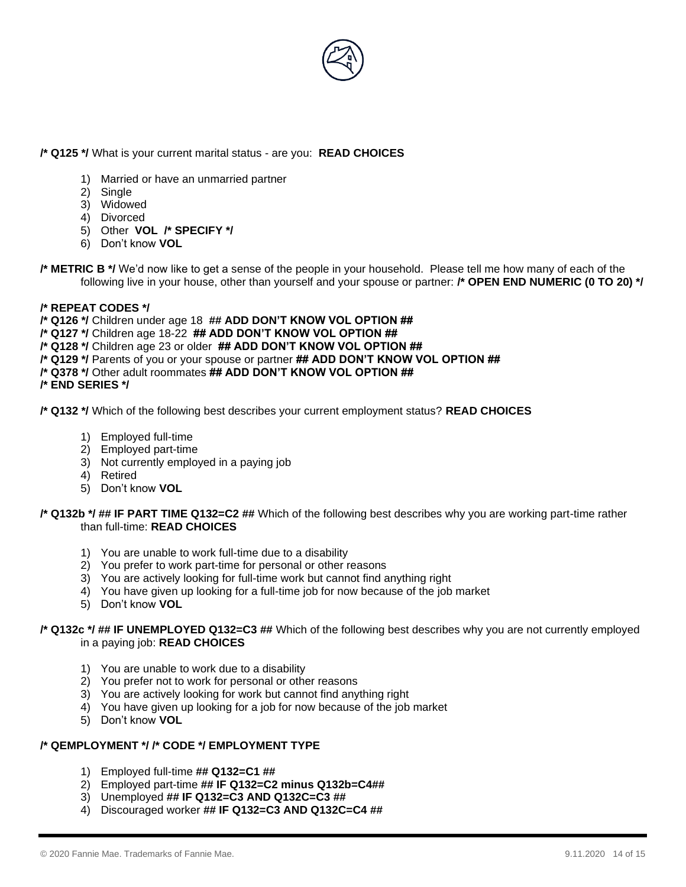**/* Q125 */** What is your current marital status - are you: **READ CHOICES**

1) Married or have an unmarried partner
2) Single
3) Widowed
4) Divorced
5) Other **VOL /* SPECIFY */**
6) Don't know **VOL**

**/* METRIC B */** We'd now like to get a sense of the people in your household. Please tell me how many of each of the following live in your house, other than yourself and your spouse or partner: **/* OPEN END NUMERIC (0 TO 20) */**

**/* REPEAT CODES */**
**/* Q126 */** Children under age 18 **## ADD DON'T KNOW VOL OPTION ##**
**/* Q127 */** Children age 18-22 **## ADD DON'T KNOW VOL OPTION ##**
**/* Q128 */** Children age 23 or older **## ADD DON'T KNOW VOL OPTION ##**
**/* Q129 */** Parents of you or your spouse or partner **## ADD DON'T KNOW VOL OPTION ##**
**/* Q378 */** Other adult roommates **## ADD DON'T KNOW VOL OPTION ##**
**/* END SERIES */**

**/* Q132 */** Which of the following best describes your current employment status? **READ CHOICES**

1) Employed full-time
2) Employed part-time
3) Not currently employed in a paying job
4) Retired
5) Don't know **VOL**

**/* Q132b */ ## IF PART TIME Q132=C2 ##** Which of the following best describes why you are working part-time rather than full-time: **READ CHOICES**

1) You are unable to work full-time due to a disability
2) You prefer to work part-time for personal or other reasons
3) You are actively looking for full-time work but cannot find anything right
4) You have given up looking for a full-time job for now because of the job market
5) Don't know **VOL**

**/* Q132c */ ## IF UNEMPLOYED Q132=C3 ##** Which of the following best describes why you are not currently employed in a paying job: **READ CHOICES**

1) You are unable to work due to a disability
2) You prefer not to work for personal or other reasons
3) You are actively looking for work but cannot find anything right
4) You have given up looking for a job for now because of the job market
5) Don't know **VOL**

**/* QEMPLOYMENT */ /* CODE */ EMPLOYMENT TYPE**

1) Employed full-time **## Q132=C1 ##**
2) Employed part-time **## IF Q132=C2 minus Q132b=C4##**
3) Unemployed **## IF Q132=C3 AND Q132C=C3 ##**
4) Discouraged worker **## IF Q132=C3 AND Q132C=C4 ##**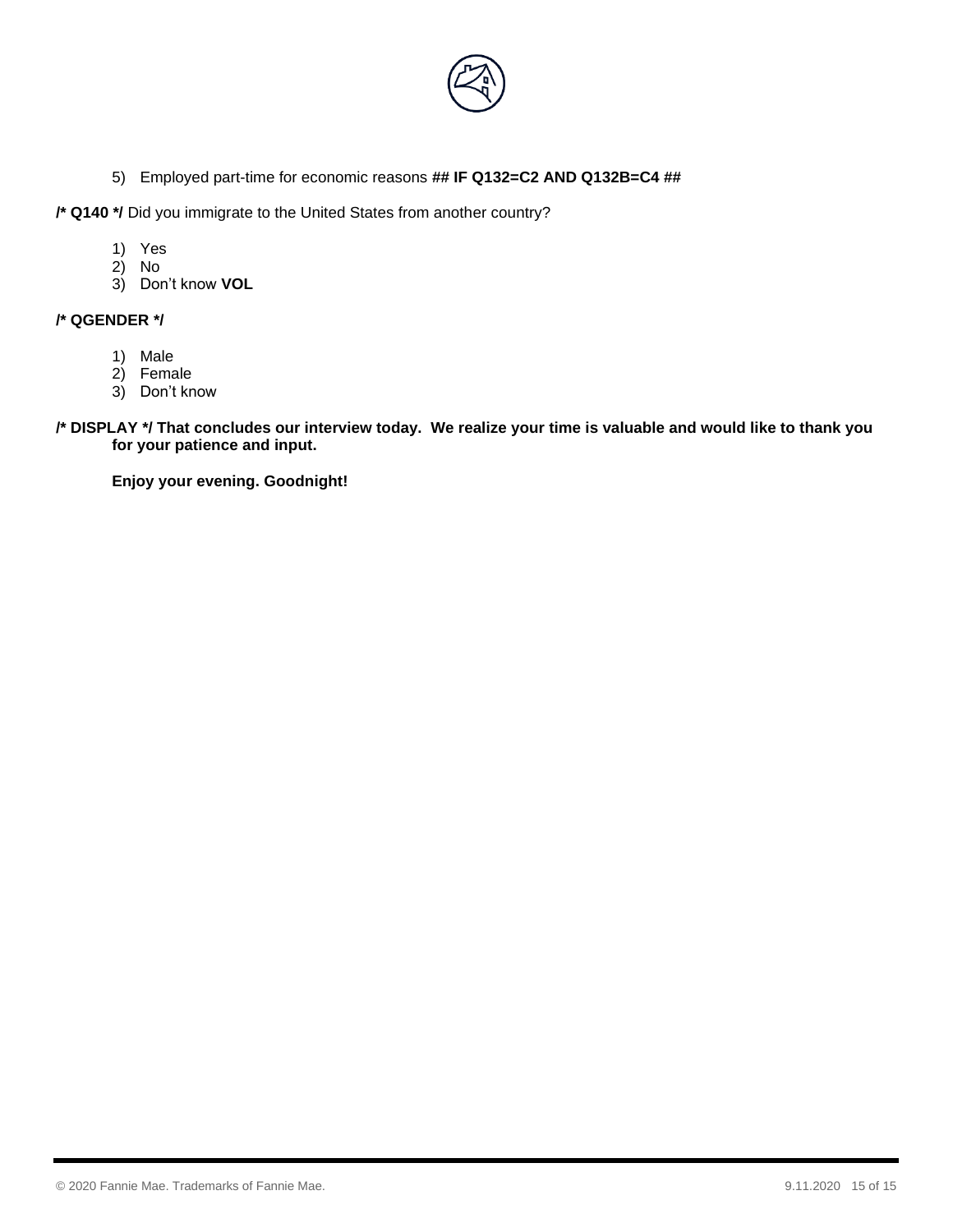5) Employed part-time for economic reasons **## IF Q132=C2 AND Q132B=C4 ##**

**/* Q140 */** Did you immigrate to the United States from another country?

1) Yes
2) No
3) Don't know **VOL**

**/* QGENDER */**

1) Male
2) Female
3) Don't know

**/* DISPLAY */ That concludes our interview today. We realize your time is valuable and would like to thank you for your patience and input.**

**Enjoy your evening. Goodnight!**